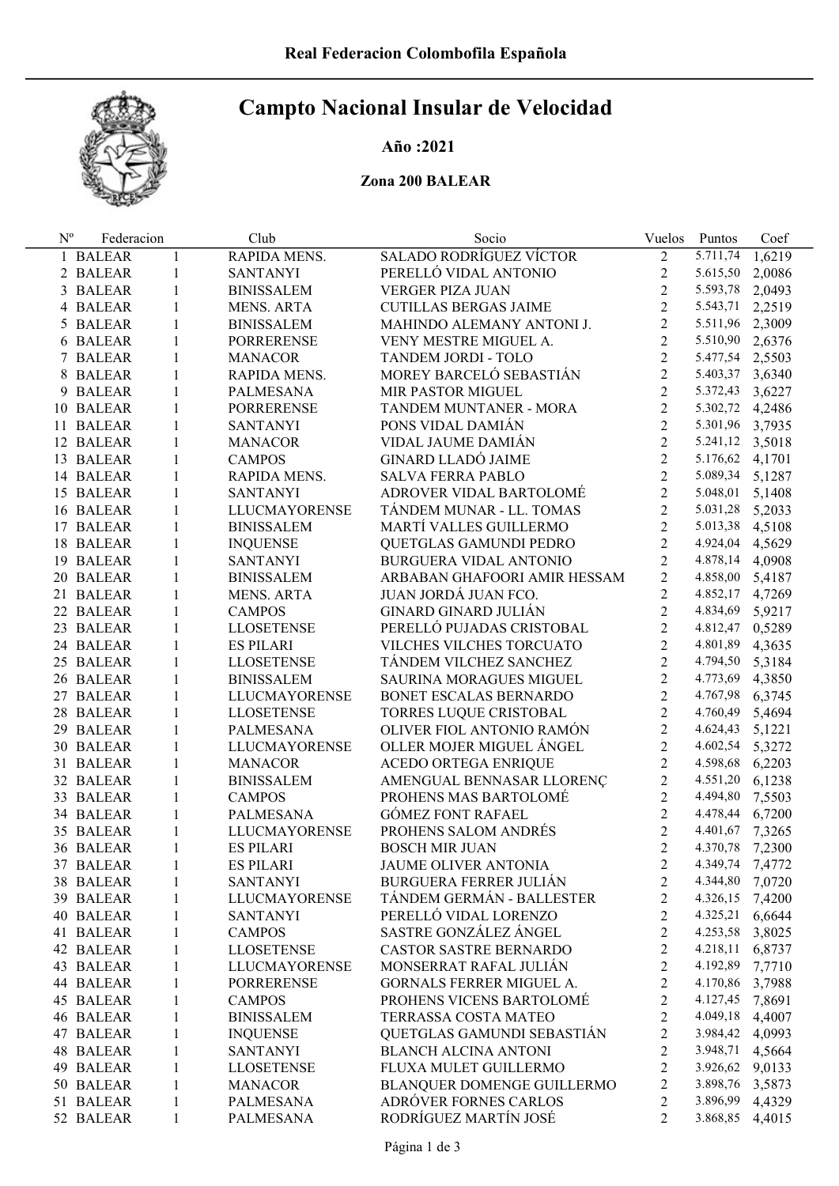Real Federacion Colombofila Española

# Campto Nacional Insular de Velocidad

**Año :2021**

**Zona 200 BALEAR**

| Nº | Federacion | | Club | Socio | Vuelos | Puntos | Coef |
|---|---|---|---|---|---|---|---|
| 1 | BALEAR | 1 | RAPIDA MENS. | SALADO RODRÍGUEZ VÍCTOR | 2 | 5.711,74 | 1,6219 |
| 2 | BALEAR | 1 | SANTANYI | PERELLÓ VIDAL ANTONIO | 2 | 5.615,50 | 2,0086 |
| 3 | BALEAR | 1 | BINISSALEM | VERGER PIZA JUAN | 2 | 5.593,78 | 2,0493 |
| 4 | BALEAR | 1 | MENS. ARTA | CUTILLAS BERGAS JAIME | 2 | 5.543,71 | 2,2519 |
| 5 | BALEAR | 1 | BINISSALEM | MAHINDO ALEMANY ANTONI J. | 2 | 5.511,96 | 2,3009 |
| 6 | BALEAR | 1 | PORRERENSE | VENY MESTRE MIGUEL A. | 2 | 5.510,90 | 2,6376 |
| 7 | BALEAR | 1 | MANACOR | TANDEM JORDI - TOLO | 2 | 5.477,54 | 2,5503 |
| 8 | BALEAR | 1 | RAPIDA MENS. | MOREY BARCELÓ SEBASTIÁN | 2 | 5.403,37 | 3,6340 |
| 9 | BALEAR | 1 | PALMESANA | MIR PASTOR MIGUEL | 2 | 5.372,43 | 3,6227 |
| 10 | BALEAR | 1 | PORRERENSE | TANDEM MUNTANER - MORA | 2 | 5.302,72 | 4,2486 |
| 11 | BALEAR | 1 | SANTANYI | PONS VIDAL DAMIÁN | 2 | 5.301,96 | 3,7935 |
| 12 | BALEAR | 1 | MANACOR | VIDAL JAUME DAMIÁN | 2 | 5.241,12 | 3,5018 |
| 13 | BALEAR | 1 | CAMPOS | GINARD LLADÓ JAIME | 2 | 5.176,62 | 4,1701 |
| 14 | BALEAR | 1 | RAPIDA MENS. | SALVA FERRA PABLO | 2 | 5.089,34 | 5,1287 |
| 15 | BALEAR | 1 | SANTANYI | ADROVER VIDAL BARTOLOMÉ | 2 | 5.048,01 | 5,1408 |
| 16 | BALEAR | 1 | LLUCMAYORENSE | TÁNDEM MUNAR - LL. TOMAS | 2 | 5.031,28 | 5,2033 |
| 17 | BALEAR | 1 | BINISSALEM | MARTÍ VALLES GUILLERMO | 2 | 5.013,38 | 4,5108 |
| 18 | BALEAR | 1 | INQUENSE | QUETGLAS GAMUNDI PEDRO | 2 | 4.924,04 | 4,5629 |
| 19 | BALEAR | 1 | SANTANYI | BURGUERA VIDAL ANTONIO | 2 | 4.878,14 | 4,0908 |
| 20 | BALEAR | 1 | BINISSALEM | ARBABAN GHAFOORI AMIR HESSAM | 2 | 4.858,00 | 5,4187 |
| 21 | BALEAR | 1 | MENS. ARTA | JUAN JORDÁ JUAN FCO. | 2 | 4.852,17 | 4,7269 |
| 22 | BALEAR | 1 | CAMPOS | GINARD GINARD JULIÁN | 2 | 4.834,69 | 5,9217 |
| 23 | BALEAR | 1 | LLOSETENSE | PERELLÓ PUJADAS CRISTOBAL | 2 | 4.812,47 | 0,5289 |
| 24 | BALEAR | 1 | ES PILARI | VILCHES VILCHES TORCUATO | 2 | 4.801,89 | 4,3635 |
| 25 | BALEAR | 1 | LLOSETENSE | TÁNDEM VILCHEZ SANCHEZ | 2 | 4.794,50 | 5,3184 |
| 26 | BALEAR | 1 | BINISSALEM | SAURINA MORAGUES MIGUEL | 2 | 4.773,69 | 4,3850 |
| 27 | BALEAR | 1 | LLUCMAYORENSE | BONET ESCALAS BERNARDO | 2 | 4.767,98 | 6,3745 |
| 28 | BALEAR | 1 | LLOSETENSE | TORRES LUQUE CRISTOBAL | 2 | 4.760,49 | 5,4694 |
| 29 | BALEAR | 1 | PALMESANA | OLIVER FIOL ANTONIO RAMÓN | 2 | 4.624,43 | 5,1221 |
| 30 | BALEAR | 1 | LLUCMAYORENSE | OLLER MOJER MIGUEL ÁNGEL | 2 | 4.602,54 | 5,3272 |
| 31 | BALEAR | 1 | MANACOR | ACEDO ORTEGA ENRIQUE | 2 | 4.598,68 | 6,2203 |
| 32 | BALEAR | 1 | BINISSALEM | AMENGUAL BENNASAR LLORENÇ | 2 | 4.551,20 | 6,1238 |
| 33 | BALEAR | 1 | CAMPOS | PROHENS MAS BARTOLOMÉ | 2 | 4.494,80 | 7,5503 |
| 34 | BALEAR | 1 | PALMESANA | GÓMEZ FONT RAFAEL | 2 | 4.478,44 | 6,7200 |
| 35 | BALEAR | 1 | LLUCMAYORENSE | PROHENS SALOM ANDRÉS | 2 | 4.401,67 | 7,3265 |
| 36 | BALEAR | 1 | ES PILARI | BOSCH MIR JUAN | 2 | 4.370,78 | 7,2300 |
| 37 | BALEAR | 1 | ES PILARI | JAUME OLIVER ANTONIA | 2 | 4.349,74 | 7,4772 |
| 38 | BALEAR | 1 | SANTANYI | BURGUERA FERRER JULIÁN | 2 | 4.344,80 | 7,0720 |
| 39 | BALEAR | 1 | LLUCMAYORENSE | TÁNDEM GERMÁN - BALLESTER | 2 | 4.326,15 | 7,4200 |
| 40 | BALEAR | 1 | SANTANYI | PERELLÓ VIDAL LORENZO | 2 | 4.325,21 | 6,6644 |
| 41 | BALEAR | 1 | CAMPOS | SASTRE GONZÁLEZ ÁNGEL | 2 | 4.253,58 | 3,8025 |
| 42 | BALEAR | 1 | LLOSETENSE | CASTOR SASTRE BERNARDO | 2 | 4.218,11 | 6,8737 |
| 43 | BALEAR | 1 | LLUCMAYORENSE | MONSERRAT RAFAL JULIÁN | 2 | 4.192,89 | 7,7710 |
| 44 | BALEAR | 1 | PORRERENSE | GORNALS FERRER MIGUEL A. | 2 | 4.170,86 | 3,7988 |
| 45 | BALEAR | 1 | CAMPOS | PROHENS VICENS BARTOLOMÉ | 2 | 4.127,45 | 7,8691 |
| 46 | BALEAR | 1 | BINISSALEM | TERRASSA COSTA MATEO | 2 | 4.049,18 | 4,4007 |
| 47 | BALEAR | 1 | INQUENSE | QUETGLAS GAMUNDI SEBASTIÁN | 2 | 3.984,42 | 4,0993 |
| 48 | BALEAR | 1 | SANTANYI | BLANCH ALCINA ANTONI | 2 | 3.948,71 | 4,5664 |
| 49 | BALEAR | 1 | LLOSETENSE | FLUXA MULET GUILLERMO | 2 | 3.926,62 | 9,0133 |
| 50 | BALEAR | 1 | MANACOR | BLANQUER DOMENGE GUILLERMO | 2 | 3.898,76 | 3,5873 |
| 51 | BALEAR | 1 | PALMESANA | ADRÓVER FORNES CARLOS | 2 | 3.896,99 | 4,4329 |
| 52 | BALEAR | 1 | PALMESANA | RODRÍGUEZ MARTÍN JOSÉ | 2 | 3.868,85 | 4,4015 |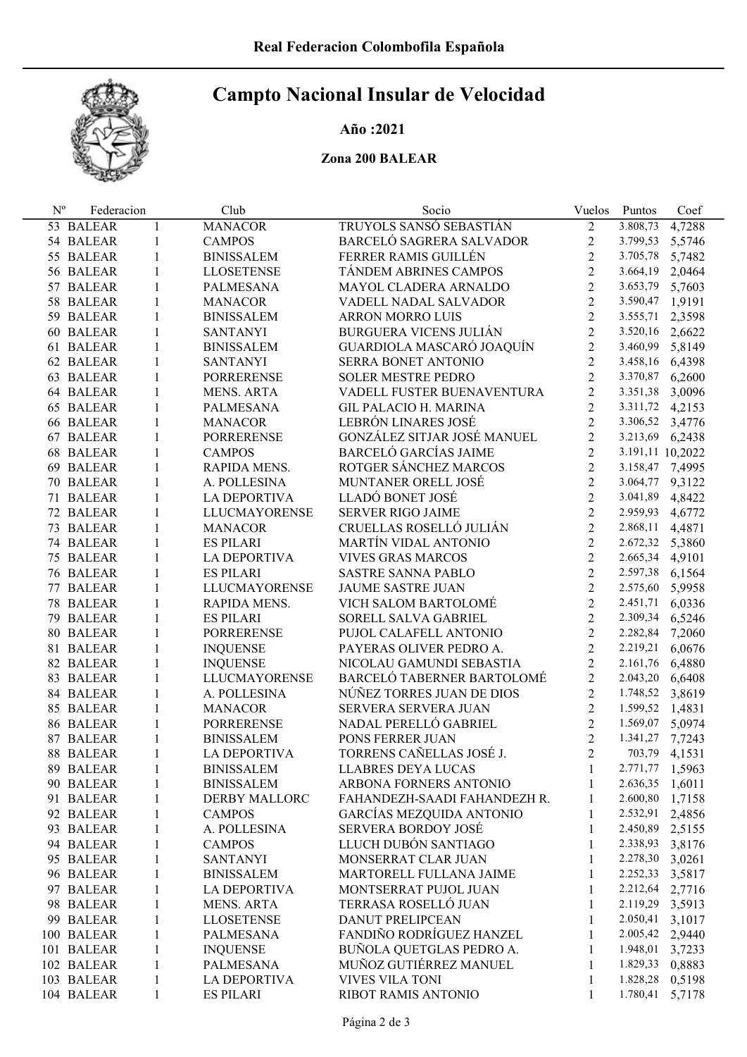**Real Federacion Colombofila Española**

# Campto Nacional Insular de Velocidad

**Año :2021**

**Zona 200 BALEAR**

| Nº | Federacion | | Club | Socio | Vuelos | Puntos | Coef |
|---|---|---|---|---|---|---|---|
| 53 | BALEAR | 1 | MANACOR | TRUYOLS SANSÓ SEBASTIÁN | 2 | 3.808,73 | 4,7288 |
| 54 | BALEAR | 1 | CAMPOS | BARCELÓ SAGRERA SALVADOR | 2 | 3.799,53 | 5,5746 |
| 55 | BALEAR | 1 | BINISSALEM | FERRER RAMIS GUILLÉN | 2 | 3.705,78 | 5,7482 |
| 56 | BALEAR | 1 | LLOSETENSE | TÁNDEM ABRINES CAMPOS | 2 | 3.664,19 | 2,0464 |
| 57 | BALEAR | 1 | PALMESANA | MAYOL CLADERA ARNALDO | 2 | 3.653,79 | 5,7603 |
| 58 | BALEAR | 1 | MANACOR | VADELL NADAL SALVADOR | 2 | 3.590,47 | 1,9191 |
| 59 | BALEAR | 1 | BINISSALEM | ARRON MORRO LUIS | 2 | 3.555,71 | 2,3598 |
| 60 | BALEAR | 1 | SANTANYI | BURGUERA VICENS JULIÁN | 2 | 3.520,16 | 2,6622 |
| 61 | BALEAR | 1 | BINISSALEM | GUARDIOLA MASCARÓ JOAQUÍN | 2 | 3.460,99 | 5,8149 |
| 62 | BALEAR | 1 | SANTANYI | SERRA BONET ANTONIO | 2 | 3.458,16 | 6,4398 |
| 63 | BALEAR | 1 | PORRERENSE | SOLER MESTRE PEDRO | 2 | 3.370,87 | 6,2600 |
| 64 | BALEAR | 1 | MENS. ARTA | VADELL FUSTER BUENAVENTURA | 2 | 3.351,38 | 3,0096 |
| 65 | BALEAR | 1 | PALMESANA | GIL PALACIO H. MARINA | 2 | 3.311,72 | 4,2153 |
| 66 | BALEAR | 1 | MANACOR | LEBRÓN LINARES JOSÉ | 2 | 3.306,52 | 3,4776 |
| 67 | BALEAR | 1 | PORRERENSE | GONZÁLEZ SITJAR JOSÉ MANUEL | 2 | 3.213,69 | 6,2438 |
| 68 | BALEAR | 1 | CAMPOS | BARCELÓ GARCÍAS JAIME | 2 | 3.191,11 | 10,2022 |
| 69 | BALEAR | 1 | RAPIDA MENS. | ROTGER SÁNCHEZ MARCOS | 2 | 3.158,47 | 7,4995 |
| 70 | BALEAR | 1 | A. POLLESINA | MUNTANER ORELL JOSÉ | 2 | 3.064,77 | 9,3122 |
| 71 | BALEAR | 1 | LA DEPORTIVA | LLADÓ BONET JOSÉ | 2 | 3.041,89 | 4,8422 |
| 72 | BALEAR | 1 | LLUCMAYORENSE | SERVER RIGO JAIME | 2 | 2.959,93 | 4,6772 |
| 73 | BALEAR | 1 | MANACOR | CRUELLAS ROSELLÓ JULIÁN | 2 | 2.868,11 | 4,4871 |
| 74 | BALEAR | 1 | ES PILARI | MARTÍN VIDAL ANTONIO | 2 | 2.672,32 | 5,3860 |
| 75 | BALEAR | 1 | LA DEPORTIVA | VIVES GRAS MARCOS | 2 | 2.665,34 | 4,9101 |
| 76 | BALEAR | 1 | ES PILARI | SASTRE SANNA PABLO | 2 | 2.597,38 | 6,1564 |
| 77 | BALEAR | 1 | LLUCMAYORENSE | JAUME SASTRE JUAN | 2 | 2.575,60 | 5,9958 |
| 78 | BALEAR | 1 | RAPIDA MENS. | VICH SALOM BARTOLOMÉ | 2 | 2.451,71 | 6,0336 |
| 79 | BALEAR | 1 | ES PILARI | SORELL SALVA GABRIEL | 2 | 2.309,34 | 6,5246 |
| 80 | BALEAR | 1 | PORRERENSE | PUJOL CALAFELL ANTONIO | 2 | 2.282,84 | 7,2060 |
| 81 | BALEAR | 1 | INQUENSE | PAYERAS OLIVER PEDRO A. | 2 | 2.219,21 | 6,0676 |
| 82 | BALEAR | 1 | INQUENSE | NICOLAU GAMUNDI SEBASTIA | 2 | 2.161,76 | 6,4880 |
| 83 | BALEAR | 1 | LLUCMAYORENSE | BARCELÓ TABERNER BARTOLOMÉ | 2 | 2.043,20 | 6,6408 |
| 84 | BALEAR | 1 | A. POLLESINA | NÚÑEZ TORRES JUAN DE DIOS | 2 | 1.748,52 | 3,8619 |
| 85 | BALEAR | 1 | MANACOR | SERVERA SERVERA JUAN | 2 | 1.599,52 | 1,4831 |
| 86 | BALEAR | 1 | PORRERENSE | NADAL PERELLÓ GABRIEL | 2 | 1.569,07 | 5,0974 |
| 87 | BALEAR | 1 | BINISSALEM | PONS FERRER JUAN | 2 | 1.341,27 | 7,7243 |
| 88 | BALEAR | 1 | LA DEPORTIVA | TORRENS CAÑELLAS JOSÉ J. | 2 | 703,79 | 4,1531 |
| 89 | BALEAR | 1 | BINISSALEM | LLABRES DEYA LUCAS | 1 | 2.771,77 | 1,5963 |
| 90 | BALEAR | 1 | BINISSALEM | ARBONA FORNERS ANTONIO | 1 | 2.636,35 | 1,6011 |
| 91 | BALEAR | 1 | DERBY MALLORC | FAHANDEZH-SAADI FAHANDEZH R. | 1 | 2.600,80 | 1,7158 |
| 92 | BALEAR | 1 | CAMPOS | GARCÍAS MEZQUIDA ANTONIO | 1 | 2.532,91 | 2,4856 |
| 93 | BALEAR | 1 | A. POLLESINA | SERVERA BORDOY JOSÉ | 1 | 2.450,89 | 2,5155 |
| 94 | BALEAR | 1 | CAMPOS | LLUCH DUBÓN SANTIAGO | 1 | 2.338,93 | 3,8176 |
| 95 | BALEAR | 1 | SANTANYI | MONSERRAT CLAR JUAN | 1 | 2.278,30 | 3,0261 |
| 96 | BALEAR | 1 | BINISSALEM | MARTORELL FULLANA JAIME | 1 | 2.252,33 | 3,5817 |
| 97 | BALEAR | 1 | LA DEPORTIVA | MONTSERRAT PUJOL JUAN | 1 | 2.212,64 | 2,7716 |
| 98 | BALEAR | 1 | MENS. ARTA | TERRASA ROSELLÓ JUAN | 1 | 2.119,29 | 3,5913 |
| 99 | BALEAR | 1 | LLOSETENSE | DANUT PRELIPCEAN | 1 | 2.050,41 | 3,1017 |
| 100 | BALEAR | 1 | PALMESANA | FANDIÑO RODRÍGUEZ HANZEL | 1 | 2.005,42 | 2,9440 |
| 101 | BALEAR | 1 | INQUENSE | BUÑOLA QUETGLAS PEDRO A. | 1 | 1.948,01 | 3,7233 |
| 102 | BALEAR | 1 | PALMESANA | MUÑOZ GUTIÉRREZ MANUEL | 1 | 1.829,33 | 0,8883 |
| 103 | BALEAR | 1 | LA DEPORTIVA | VIVES VILA TONI | 1 | 1.828,28 | 0,5198 |
| 104 | BALEAR | 1 | ES PILARI | RIBOT RAMIS ANTONIO | 1 | 1.780,41 | 5,7178 |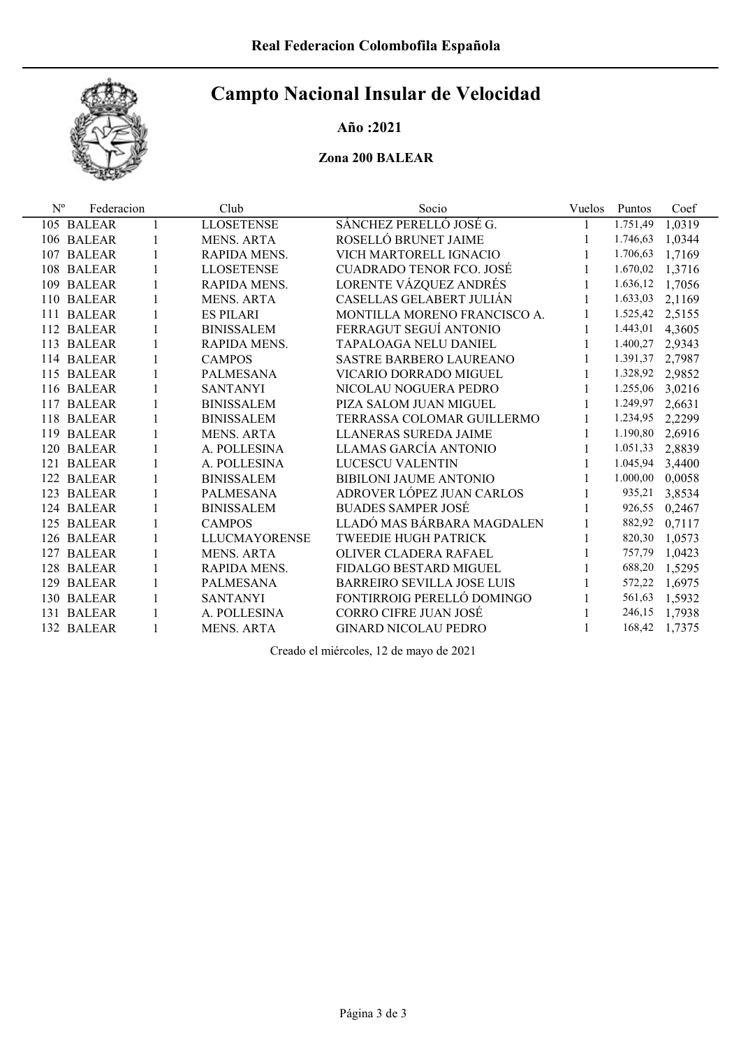Real Federacion Colombofila Española

# Campto Nacional Insular de Velocidad

**Año :2021**

**Zona 200 BALEAR**

| Nº | Federacion | | Club | Socio | Vuelos | Puntos | Coef |
|---|---|---|---|---|---|---|---|
| 105 | BALEAR | 1 | LLOSETENSE | SÁNCHEZ PERELLÓ JOSÉ G. | 1 | 1.751,49 | 1,0319 |
| 106 | BALEAR | 1 | MENS. ARTA | ROSELLÓ BRUNET JAIME | 1 | 1.746,63 | 1,0344 |
| 107 | BALEAR | 1 | RAPIDA MENS. | VICH MARTORELL IGNACIO | 1 | 1.706,63 | 1,7169 |
| 108 | BALEAR | 1 | LLOSETENSE | CUADRADO TENOR FCO. JOSÉ | 1 | 1.670,02 | 1,3716 |
| 109 | BALEAR | 1 | RAPIDA MENS. | LORENTE VÁZQUEZ ANDRÉS | 1 | 1.636,12 | 1,7056 |
| 110 | BALEAR | 1 | MENS. ARTA | CASELLAS GELABERT JULIÁN | 1 | 1.633,03 | 2,1169 |
| 111 | BALEAR | 1 | ES PILARI | MONTILLA MORENO FRANCISCO A. | 1 | 1.525,42 | 2,5155 |
| 112 | BALEAR | 1 | BINISSALEM | FERRAGUT SEGUÍ ANTONIO | 1 | 1.443,01 | 4,3605 |
| 113 | BALEAR | 1 | RAPIDA MENS. | TAPALOAGA NELU DANIEL | 1 | 1.400,27 | 2,9343 |
| 114 | BALEAR | 1 | CAMPOS | SASTRE BARBERO LAUREANO | 1 | 1.391,37 | 2,7987 |
| 115 | BALEAR | 1 | PALMESANA | VICARIO DORRADO MIGUEL | 1 | 1.328,92 | 2,9852 |
| 116 | BALEAR | 1 | SANTANYI | NICOLAU NOGUERA PEDRO | 1 | 1.255,06 | 3,0216 |
| 117 | BALEAR | 1 | BINISSALEM | PIZA SALOM JUAN MIGUEL | 1 | 1.249,97 | 2,6631 |
| 118 | BALEAR | 1 | BINISSALEM | TERRASSA COLOMAR GUILLERMO | 1 | 1.234,95 | 2,2299 |
| 119 | BALEAR | 1 | MENS. ARTA | LLANERAS SUREDA JAIME | 1 | 1.190,80 | 2,6916 |
| 120 | BALEAR | 1 | A. POLLESINA | LLAMAS GARCÍA ANTONIO | 1 | 1.051,33 | 2,8839 |
| 121 | BALEAR | 1 | A. POLLESINA | LUCESCU VALENTIN | 1 | 1.045,94 | 3,4400 |
| 122 | BALEAR | 1 | BINISSALEM | BIBILONI JAUME ANTONIO | 1 | 1.000,00 | 0,0058 |
| 123 | BALEAR | 1 | PALMESANA | ADROVER LÓPEZ JUAN CARLOS | 1 | 935,21 | 3,8534 |
| 124 | BALEAR | 1 | BINISSALEM | BUADES SAMPER JOSÉ | 1 | 926,55 | 0,2467 |
| 125 | BALEAR | 1 | CAMPOS | LLADÓ MAS BÁRBARA MAGDALEN | 1 | 882,92 | 0,7117 |
| 126 | BALEAR | 1 | LLUCMAYORENSE | TWEEDIE HUGH PATRICK | 1 | 820,30 | 1,0573 |
| 127 | BALEAR | 1 | MENS. ARTA | OLIVER CLADERA RAFAEL | 1 | 757,79 | 1,0423 |
| 128 | BALEAR | 1 | RAPIDA MENS. | FIDALGO BESTARD MIGUEL | 1 | 688,20 | 1,5295 |
| 129 | BALEAR | 1 | PALMESANA | BARREIRO SEVILLA JOSE LUIS | 1 | 572,22 | 1,6975 |
| 130 | BALEAR | 1 | SANTANYI | FONTIRROIG PERELLÓ DOMINGO | 1 | 561,63 | 1,5932 |
| 131 | BALEAR | 1 | A. POLLESINA | CORRO CIFRE JUAN JOSÉ | 1 | 246,15 | 1,7938 |
| 132 | BALEAR | 1 | MENS. ARTA | GINARD NICOLAU PEDRO | 1 | 168,42 | 1,7375 |

Creado el miércoles, 12 de mayo de 2021